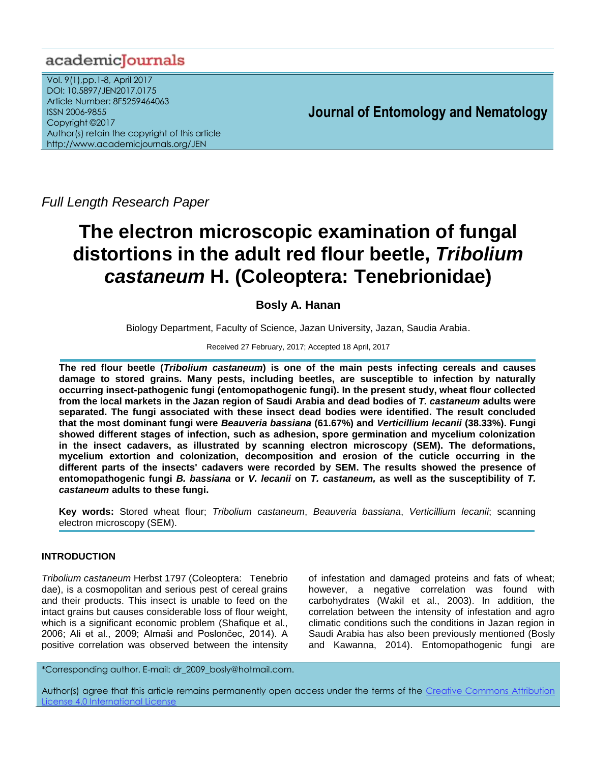Full Length Research Paper

# The electron microscopic examination of fungal distortions in the adult red flour beetle, *Tribolium castaneum* H. (Coleoptera: Tenebrionidae)

**Bosly A. Hanan**

Biology Department, Faculty of Science, Jazan University, Jazan, Saudia Arabia.

Received 27 February, 2017; Accepted 18 April, 2017

**The red flour beetle (*Tribolium castaneum*) is one of the main pests infecting cereals and causes damage to stored grains. Many pests, including beetles, are susceptible to infection by naturally occurring insect-pathogenic fungi (entomopathogenic fungi). In the present study, wheat flour collected from the local markets in the Jazan region of Saudi Arabia and dead bodies of *T. castaneum* adults were separated. The fungi associated with these insect dead bodies were identified. The result concluded that the most dominant fungi were *Beauveria bassiana* (61.67%) and *Verticillium lecanii* (38.33%). Fungi showed different stages of infection, such as adhesion, spore germination and mycelium colonization in the insect cadavers, as illustrated by scanning electron microscopy (SEM). The deformations, mycelium extortion and colonization, decomposition and erosion of the cuticle occurring in the different parts of the insects' cadavers were recorded by SEM. The results showed the presence of entomopathogenic fungi *B. bassiana* or *V. lecanii* on *T. castaneum,* as well as the susceptibility of *T. castaneum* adults to these fungi.**

**Key words:** Stored wheat flour; *Tribolium castaneum*, *Beauveria bassiana*, *Verticillium lecanii*; scanning electron microscopy (SEM).

## INTRODUCTION

*Tribolium castaneum* Herbst 1797 (Coleoptera: Tenebrio dae), is a cosmopolitan and serious pest of cereal grains and their products. This insect is unable to feed on the intact grains but causes considerable loss of flour weight, which is a significant economic problem (Shafique et al., 2006; Ali et al., 2009; Almaši and Poslončec, 2014). A positive correlation was observed between the intensity of infestation and damaged proteins and fats of wheat; however, a negative correlation was found with carbohydrates (Wakil et al., 2003). In addition, the correlation between the intensity of infestation and agro climatic conditions such the conditions in Jazan region in Saudi Arabia has also been previously mentioned (Bosly and Kawanna, 2014). Entomopathogenic fungi are

*Corresponding author. E-mail: dr_2009_bosly@hotmail.com.

Author(s) agree that this article remains permanently open access under the terms of the Creative Commons Attribution License 4.0 International License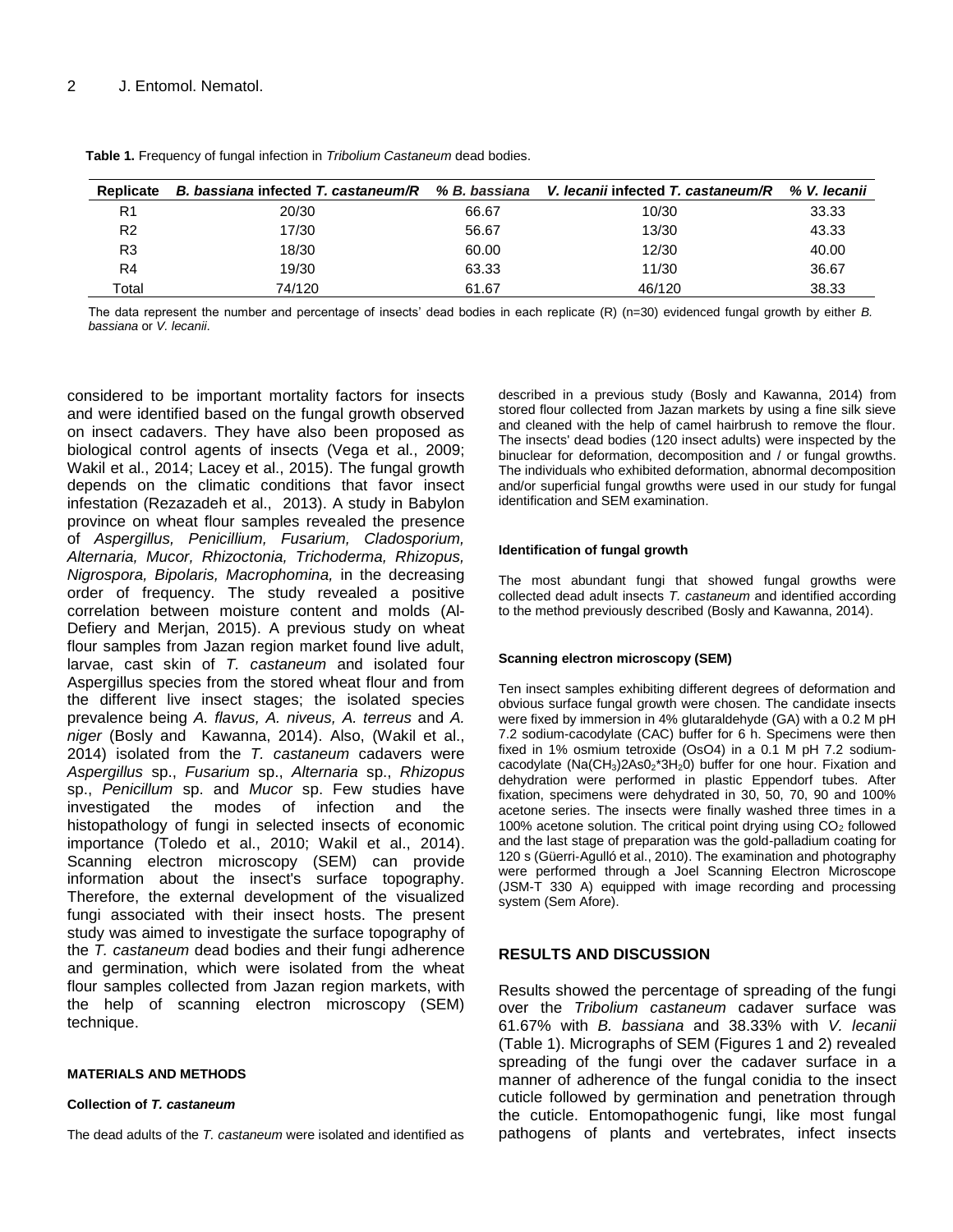**Table 1.** Frequency of fungal infection in *Tribolium Castaneum* dead bodies.

| Replicate | *B. bassiana* infected *T. castaneum/R* | *% B. bassiana* | *V. lecanii* infected *T. castaneum/R* | *% V. lecanii* |
|---|---|---|---|---|
| R1 | 20/30 | 66.67 | 10/30 | 33.33 |
| R2 | 17/30 | 56.67 | 13/30 | 43.33 |
| R3 | 18/30 | 60.00 | 12/30 | 40.00 |
| R4 | 19/30 | 63.33 | 11/30 | 36.67 |
| Total | 74/120 | 61.67 | 46/120 | 38.33 |

The data represent the number and percentage of insects' dead bodies in each replicate (R) (n=30) evidenced fungal growth by either *B. bassiana* or *V. lecanii*.

considered to be important mortality factors for insects and were identified based on the fungal growth observed on insect cadavers. They have also been proposed as biological control agents of insects (Vega et al., 2009; Wakil et al., 2014; Lacey et al., 2015). The fungal growth depends on the climatic conditions that favor insect infestation (Rezazadeh et al., 2013). A study in Babylon province on wheat flour samples revealed the presence of *Aspergillus, Penicillium, Fusarium, Cladosporium, Alternaria, Mucor, Rhizoctonia, Trichoderma, Rhizopus, Nigrospora, Bipolaris, Macrophomina,* in the decreasing order of frequency. The study revealed a positive correlation between moisture content and molds (Al-Defiery and Merjan, 2015). A previous study on wheat flour samples from Jazan region market found live adult, larvae, cast skin of *T. castaneum* and isolated four Aspergillus species from the stored wheat flour and from the different live insect stages; the isolated species prevalence being *A. flavus, A. niveus, A. terreus* and *A. niger* (Bosly and Kawanna, 2014). Also, (Wakil et al., 2014) isolated from the *T. castaneum* cadavers were *Aspergillus* sp., *Fusarium* sp., *Alternaria* sp., *Rhizopus* sp., *Penicillum* sp. and *Mucor* sp. Few studies have investigated the modes of infection and the histopathology of fungi in selected insects of economic importance (Toledo et al., 2010; Wakil et al., 2014). Scanning electron microscopy (SEM) can provide information about the insect's surface topography. Therefore, the external development of the visualized fungi associated with their insect hosts. The present study was aimed to investigate the surface topography of the *T. castaneum* dead bodies and their fungi adherence and germination, which were isolated from the wheat flour samples collected from Jazan region markets, with the help of scanning electron microscopy (SEM) technique.

## MATERIALS AND METHODS

### Collection of *T. castaneum*

The dead adults of the *T. castaneum* were isolated and identified as described in a previous study (Bosly and Kawanna, 2014) from stored flour collected from Jazan markets by using a fine silk sieve and cleaned with the help of camel hairbrush to remove the flour. The insects' dead bodies (120 insect adults) were inspected by the binuclear for deformation, decomposition and / or fungal growths. The individuals who exhibited deformation, abnormal decomposition and/or superficial fungal growths were used in our study for fungal identification and SEM examination.

### Identification of fungal growth

The most abundant fungi that showed fungal growths were collected dead adult insects *T. castaneum* and identified according to the method previously described (Bosly and Kawanna, 2014).

### Scanning electron microscopy (SEM)

Ten insect samples exhibiting different degrees of deformation and obvious surface fungal growth were chosen. The candidate insects were fixed by immersion in 4% glutaraldehyde (GA) with a 0.2 M pH 7.2 sodium-cacodylate (CAC) buffer for 6 h. Specimens were then fixed in 1% osmium tetroxide (OsO4) in a 0.1 M pH 7.2 sodium-cacodylate ($Na(CH_3)2AsO_2$*$3H_2O$) buffer for one hour. Fixation and dehydration were performed in plastic Eppendorf tubes. After fixation, specimens were dehydrated in 30, 50, 70, 90 and 100% acetone series. The insects were finally washed three times in a 100% acetone solution. The critical point drying using $CO_2$ followed and the last stage of preparation was the gold-palladium coating for 120 s (Güerri-Agulló et al., 2010). The examination and photography were performed through a Joel Scanning Electron Microscope (JSM-T 330 A) equipped with image recording and processing system (Sem Afore).

## RESULTS AND DISCUSSION

Results showed the percentage of spreading of the fungi over the *Tribolium castaneum* cadaver surface was 61.67% with *B. bassiana* and 38.33% with *V. lecanii* (Table 1). Micrographs of SEM (Figures 1 and 2) revealed spreading of the fungi over the cadaver surface in a manner of adherence of the fungal conidia to the insect cuticle followed by germination and penetration through the cuticle. Entomopathogenic fungi, like most fungal pathogens of plants and vertebrates, infect insects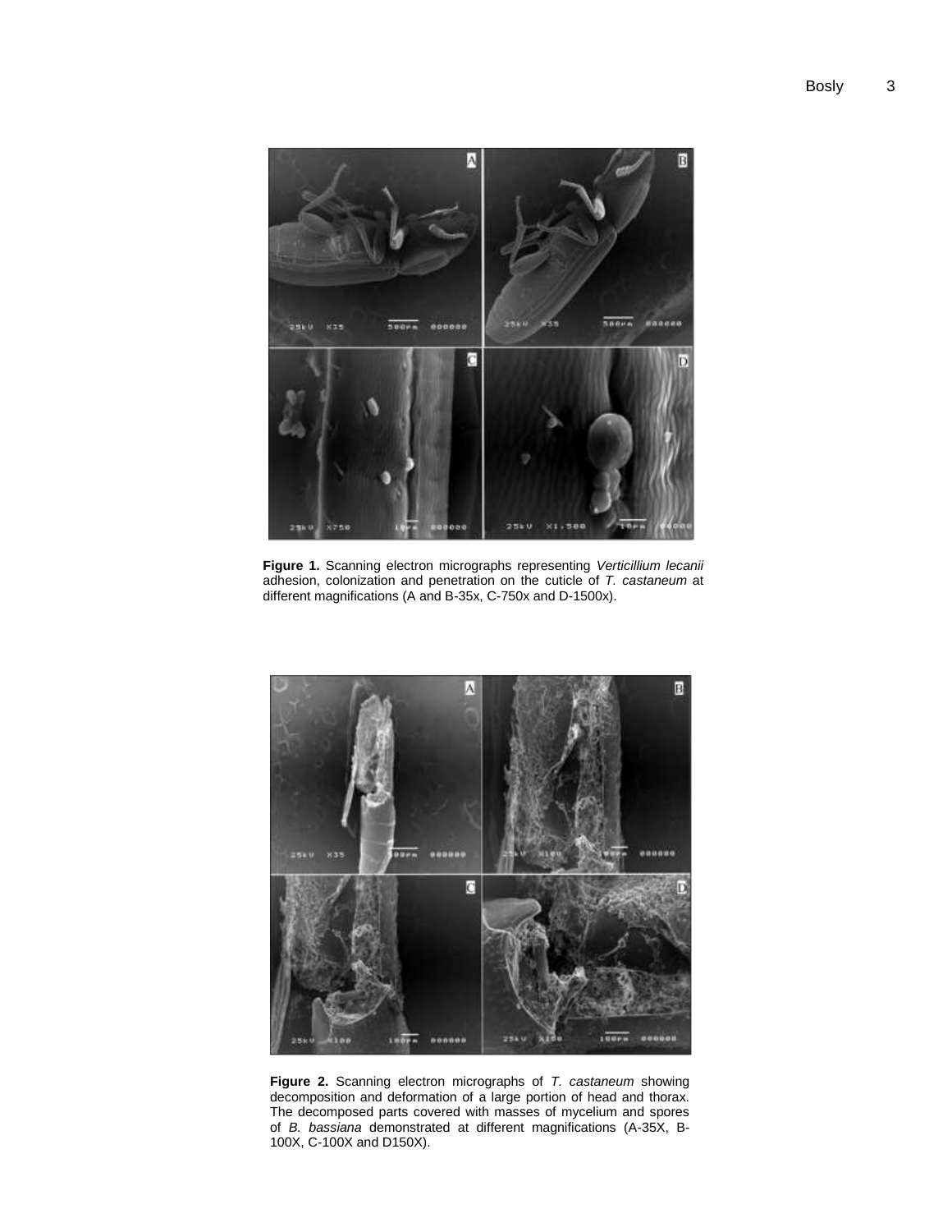**Figure 1.** Scanning electron micrographs representing *Verticillium lecanii* adhesion, colonization and penetration on the cuticle of *T. castaneum* at different magnifications (A and B-35x, C-750x and D-1500x).

**Figure 2.** Scanning electron micrographs of *T. castaneum* showing decomposition and deformation of a large portion of head and thorax. The decomposed parts covered with masses of mycelium and spores of *B. bassiana* demonstrated at different magnifications (A-35X, B-100X, C-100X and D150X).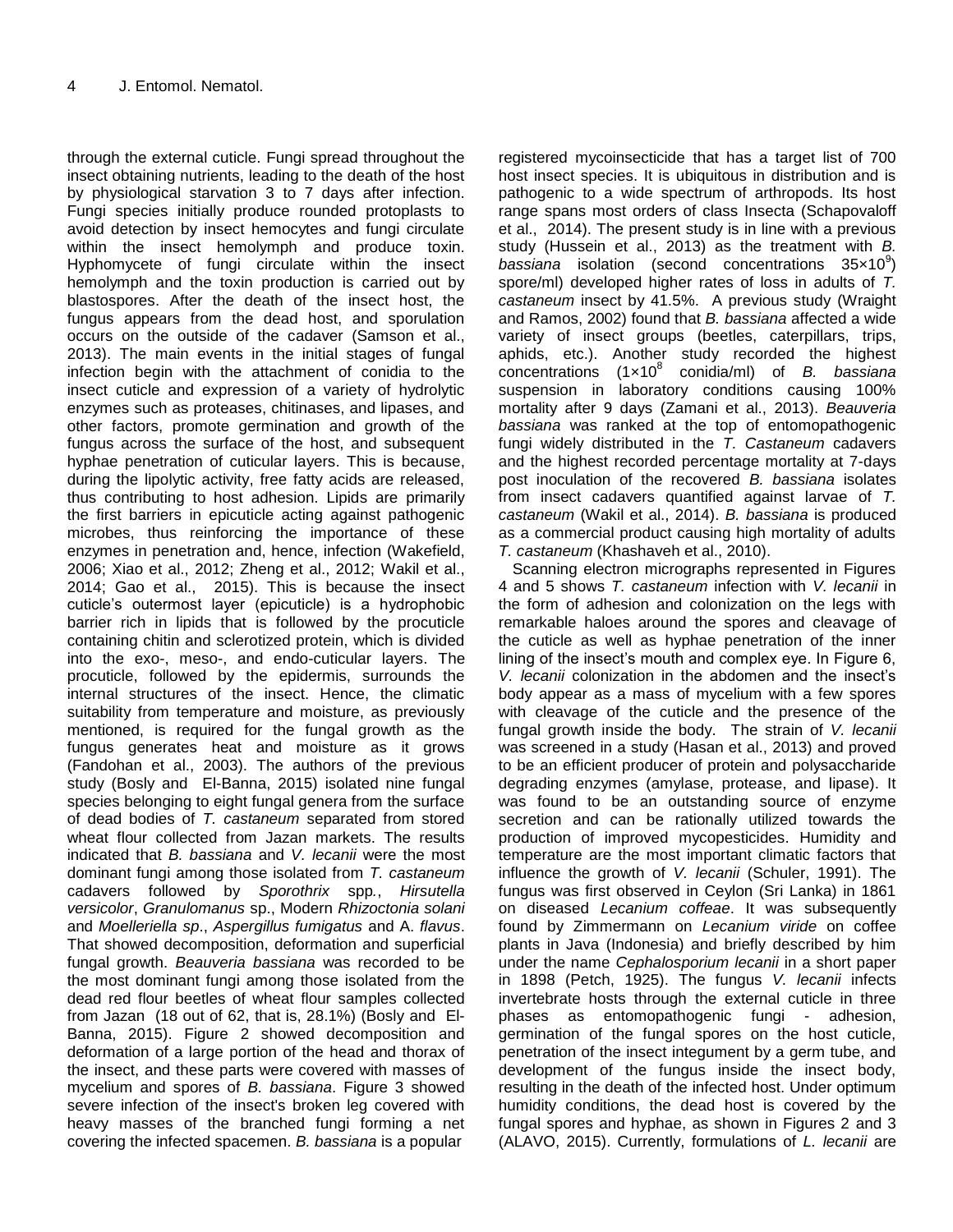through the external cuticle. Fungi spread throughout the insect obtaining nutrients, leading to the death of the host by physiological starvation 3 to 7 days after infection. Fungi species initially produce rounded protoplasts to avoid detection by insect hemocytes and fungi circulate within the insect hemolymph and produce toxin. Hyphomycete of fungi circulate within the insect hemolymph and the toxin production is carried out by blastospores. After the death of the insect host, the fungus appears from the dead host, and sporulation occurs on the outside of the cadaver (Samson et al., 2013). The main events in the initial stages of fungal infection begin with the attachment of conidia to the insect cuticle and expression of a variety of hydrolytic enzymes such as proteases, chitinases, and lipases, and other factors, promote germination and growth of the fungus across the surface of the host, and subsequent hyphae penetration of cuticular layers. This is because, during the lipolytic activity, free fatty acids are released, thus contributing to host adhesion. Lipids are primarily the first barriers in epicuticle acting against pathogenic microbes, thus reinforcing the importance of these enzymes in penetration and, hence, infection (Wakefield, 2006; Xiao et al., 2012; Zheng et al., 2012; Wakil et al., 2014; Gao et al., 2015). This is because the insect cuticle's outermost layer (epicuticle) is a hydrophobic barrier rich in lipids that is followed by the procuticle containing chitin and sclerotized protein, which is divided into the exo-, meso-, and endo-cuticular layers. The procuticle, followed by the epidermis, surrounds the internal structures of the insect. Hence, the climatic suitability from temperature and moisture, as previously mentioned, is required for the fungal growth as the fungus generates heat and moisture as it grows (Fandohan et al., 2003). The authors of the previous study (Bosly and El-Banna, 2015) isolated nine fungal species belonging to eight fungal genera from the surface of dead bodies of *T. castaneum* separated from stored wheat flour collected from Jazan markets. The results indicated that *B. bassiana* and *V. lecanii* were the most dominant fungi among those isolated from *T. castaneum* cadavers followed by *Sporothrix* spp., *Hirsutella versicolor*, *Granulomanus* sp., Modern *Rhizoctonia solani* and *Moelleriella sp*., *Aspergillus fumigatus* and A. *flavus*. That showed decomposition, deformation and superficial fungal growth. *Beauveria bassiana* was recorded to be the most dominant fungi among those isolated from the dead red flour beetles of wheat flour samples collected from Jazan (18 out of 62, that is, 28.1%) (Bosly and El-Banna, 2015). Figure 2 showed decomposition and deformation of a large portion of the head and thorax of the insect, and these parts were covered with masses of mycelium and spores of *B. bassiana*. Figure 3 showed severe infection of the insect's broken leg covered with heavy masses of the branched fungi forming a net covering the infected spacemen. *B. bassiana* is a popular registered mycoinsecticide that has a target list of 700 host insect species. It is ubiquitous in distribution and is pathogenic to a wide spectrum of arthropods. Its host range spans most orders of class Insecta (Schapovaloff et al., 2014). The present study is in line with a previous study (Hussein et al., 2013) as the treatment with *B. bassiana* isolation (second concentrations $35\times10^9$) spore/ml) developed higher rates of loss in adults of *T. castaneum* insect by 41.5%. A previous study (Wraight and Ramos, 2002) found that *B. bassiana* affected a wide variety of insect groups (beetles, caterpillars, trips, aphids, etc.). Another study recorded the highest concentrations ($1\times10^8$ conidia/ml) of *B. bassiana* suspension in laboratory conditions causing 100% mortality after 9 days (Zamani et al., 2013). *Beauveria bassiana* was ranked at the top of entomopathogenic fungi widely distributed in the *T. Castaneum* cadavers and the highest recorded percentage mortality at 7-days post inoculation of the recovered *B. bassiana* isolates from insect cadavers quantified against larvae of *T. castaneum* (Wakil et al., 2014). *B. bassiana* is produced as a commercial product causing high mortality of adults *T. castaneum* (Khashaveh et al., 2010).

Scanning electron micrographs represented in Figures 4 and 5 shows *T. castaneum* infection with *V. lecanii* in the form of adhesion and colonization on the legs with remarkable haloes around the spores and cleavage of the cuticle as well as hyphae penetration of the inner lining of the insect's mouth and complex eye. In Figure 6, *V. lecanii* colonization in the abdomen and the insect's body appear as a mass of mycelium with a few spores with cleavage of the cuticle and the presence of the fungal growth inside the body. The strain of *V. lecanii* was screened in a study (Hasan et al., 2013) and proved to be an efficient producer of protein and polysaccharide degrading enzymes (amylase, protease, and lipase). It was found to be an outstanding source of enzyme secretion and can be rationally utilized towards the production of improved mycopesticides. Humidity and temperature are the most important climatic factors that influence the growth of *V. lecanii* (Schuler, 1991). The fungus was first observed in Ceylon (Sri Lanka) in 1861 on diseased *Lecanium coffeae*. It was subsequently found by Zimmermann on *Lecanium viride* on coffee plants in Java (Indonesia) and briefly described by him under the name *Cephalosporium lecanii* in a short paper in 1898 (Petch, 1925). The fungus *V. lecanii* infects invertebrate hosts through the external cuticle in three phases as entomopathogenic fungi - adhesion, germination of the fungal spores on the host cuticle, penetration of the insect integument by a germ tube, and development of the fungus inside the insect body, resulting in the death of the infected host. Under optimum humidity conditions, the dead host is covered by the fungal spores and hyphae, as shown in Figures 2 and 3 (ALAVO, 2015). Currently, formulations of *L. lecanii* are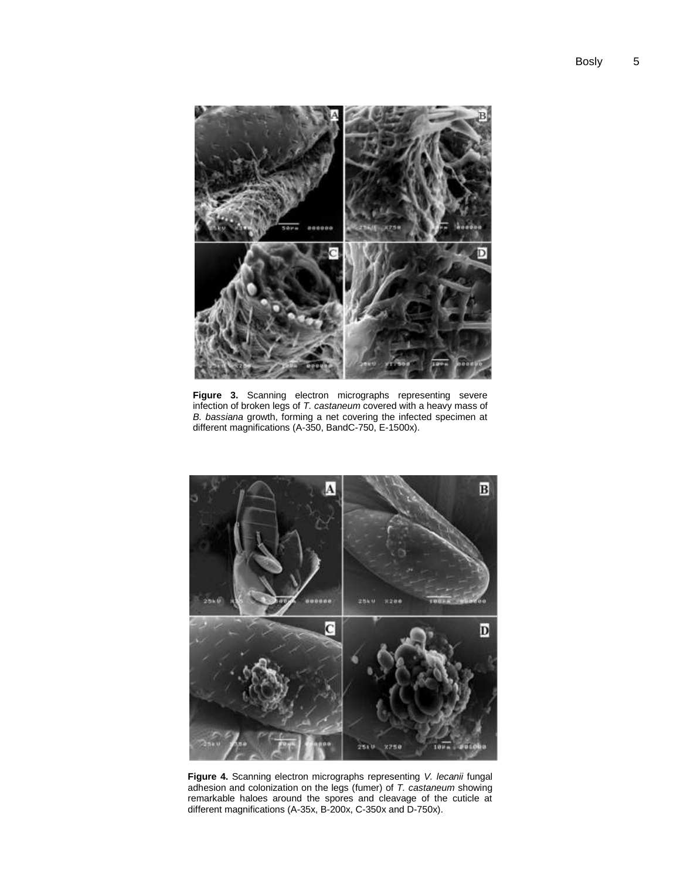**Figure 3.** Scanning electron micrographs representing severe infection of broken legs of *T. castaneum* covered with a heavy mass of *B. bassiana* growth, forming a net covering the infected specimen at different magnifications (A-350, BandC-750, E-1500x).

**Figure 4.** Scanning electron micrographs representing *V. lecanii* fungal adhesion and colonization on the legs (fumer) of *T. castaneum* showing remarkable haloes around the spores and cleavage of the cuticle at different magnifications (A-35x, B-200x, C-350x and D-750x).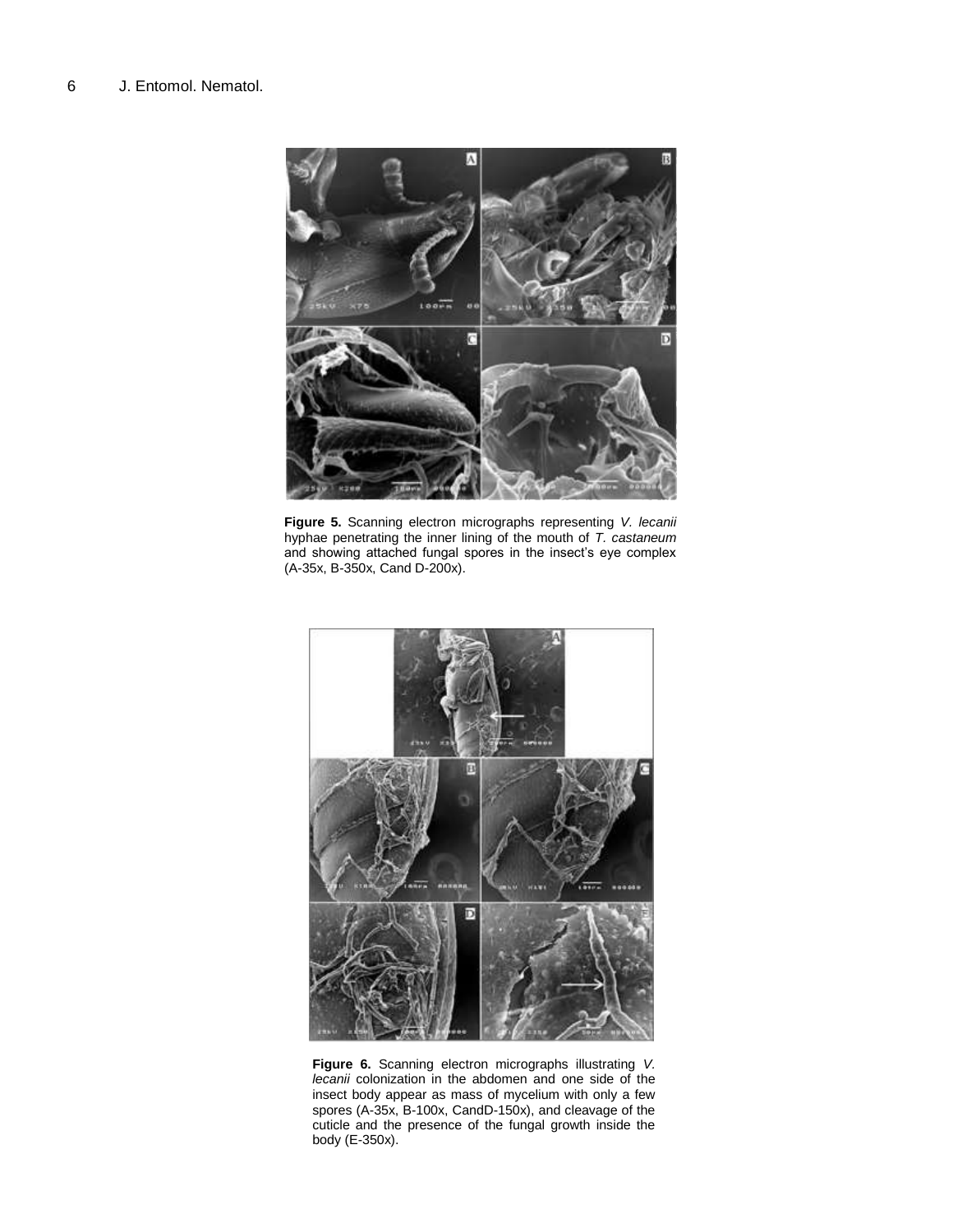**Figure 5.** Scanning electron micrographs representing *V. lecanii* hyphae penetrating the inner lining of the mouth of *T. castaneum* and showing attached fungal spores in the insect's eye complex (A-35x, B-350x, Cand D-200x).

**Figure 6.** Scanning electron micrographs illustrating *V. lecanii* colonization in the abdomen and one side of the insect body appear as mass of mycelium with only a few spores (A-35x, B-100x, CandD-150x), and cleavage of the cuticle and the presence of the fungal growth inside the body (E-350x).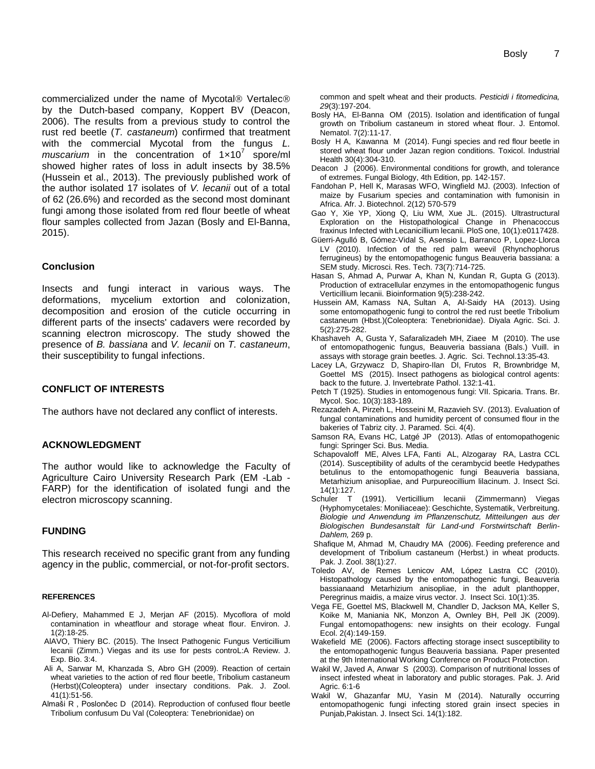commercialized under the name of Mycotal® Vertalec® by the Dutch-based company, Koppert BV (Deacon, 2006). The results from a previous study to control the rust red beetle (*T. castaneum*) confirmed that treatment with the commercial Mycotal from the fungus *L. muscarium* in the concentration of $1{\times}10^7$ spore/ml showed higher rates of loss in adult insects by 38.5% (Hussein et al., 2013). The previously published work of the author isolated 17 isolates of *V. lecanii* out of a total of 62 (26.6%) and recorded as the second most dominant fungi among those isolated from red flour beetle of wheat flour samples collected from Jazan (Bosly and El-Banna, 2015).

## Conclusion

Insects and fungi interact in various ways. The deformations, mycelium extortion and colonization, decomposition and erosion of the cuticle occurring in different parts of the insects' cadavers were recorded by scanning electron microscopy. The study showed the presence of *B. bassiana* and *V. lecanii* on *T. castaneum*, their susceptibility to fungal infections.

## CONFLICT OF INTERESTS

The authors have not declared any conflict of interests.

## ACKNOWLEDGMENT

The author would like to acknowledge the Faculty of Agriculture Cairo University Research Park (EM -Lab - FARP) for the identification of isolated fungi and the electron microscopy scanning.

## FUNDING

This research received no specific grant from any funding agency in the public, commercial, or not-for-profit sectors.

## REFERENCES

Al-Defiery, Mahammed E J, Merjan AF (2015). Mycoflora of mold contamination in wheatflour and storage wheat flour. Environ. J. 1(2):18-25.

AlAVO, Thiery BC. (2015). The Insect Pathogenic Fungus Verticillium lecanii (Zimm.) Viegas and its use for pests controL:A Review. J. Exp. Bio. 3:4.

Ali A, Sarwar M, Khanzada S, Abro GH (2009). Reaction of certain wheat varieties to the action of red flour beetle, Tribolium castaneum (Herbst)(Coleoptera) under insectary conditions. Pak. J. Zool. 41(1):51-56.

Almaši R , Poslončec D (2014). Reproduction of confused flour beetle Tribolium confusum Du Val (Coleoptera: Tenebrionidae) on common and spelt wheat and their products. *Pesticidi i fitomedicina, 29*(3):197-204.

Bosly HA, El-Banna OM (2015). Isolation and identification of fungal growth on Tribolium castaneum in stored wheat flour. J. Entomol. Nematol. 7(2):11-17.

Bosly H A, Kawanna M (2014). Fungi species and red flour beetle in stored wheat flour under Jazan region conditions. Toxicol. Industrial Health 30(4):304-310.

Deacon J (2006). Environmental conditions for growth, and tolerance of extremes. Fungal Biology, 4th Edition, pp. 142-157.

Fandohan P, Hell K, Marasas WFO, Wingfield MJ. (2003). Infection of maize by Fusarium species and contamination with fumonisin in Africa. Afr. J. Biotechnol. 2(12) 570-579

Gao Y, Xie YP, Xiong Q, Liu WM, Xue JL. (2015). Ultrastructural Exploration on the Histopathological Change in Phenacoccus fraxinus Infected with Lecanicillium lecanii. PloS one, 10(1):e0117428.

Güerri-Agulló B, Gómez-Vidal S, Asensio L, Barranco P, Lopez-Llorca LV (2010). Infection of the red palm weevil (Rhynchophorus ferrugineus) by the entomopathogenic fungus Beauveria bassiana: a SEM study. Microsci. Res. Tech. 73(7):714-725.

Hasan S, Ahmad A, Purwar A, Khan N, Kundan R, Gupta G (2013). Production of extracellular enzymes in the entomopathogenic fungus Verticillium lecanii. Bioinformation 9(5):238-242.

Hussein AM, Kamass NA, Sultan A, Al-Saidy HA (2013). Using some entomopathogenic fungi to control the red rust beetle Tribolium castaneum (Hbst.)(Coleoptera: Tenebrionidae). Diyala Agric. Sci. J. 5(2):275-282.

Khashaveh A, Gusta Y, Safaralizadeh MH, Ziaee M (2010). The use of entomopathogenic fungus, Beauveria bassiana (Bals.) Vuill. in assays with storage grain beetles. J. Agric. Sci. Technol.13:35-43.

Lacey LA, Grzywacz D, Shapiro-Ilan DI, Frutos R, Brownbridge M, Goettel MS (2015). Insect pathogens as biological control agents: back to the future. J. Invertebrate Pathol. 132:1-41.

Petch T (1925). Studies in entomogenous fungi: VII. Spicaria. Trans. Br. Mycol. Soc. 10(3):183-189.

Rezazadeh A, Pirzeh L, Hosseini M, Razavieh SV. (2013). Evaluation of fungal contaminations and humidity percent of consumed flour in the bakeries of Tabriz city. J. Paramed. Sci. 4(4).

Samson RA, Evans HC, Latgé JP (2013). Atlas of entomopathogenic fungi: Springer Sci. Bus. Media.

Schapovaloff ME, Alves LFA, Fanti AL, Alzogaray RA, Lastra CCL (2014). Susceptibility of adults of the cerambycid beetle Hedypathes betulinus to the entomopathogenic fungi Beauveria bassiana, Metarhizium anisopliae, and Purpureocillium lilacinum. J. Insect Sci. 14(1):127.

Schuler T (1991). Verticillium lecanii (Zimmermann) Viegas (Hyphomycetales: Moniliaceae): Geschichte, Systematik, Verbreitung. *Biologie und Anwendung im Pflanzenschutz, Mitteilungen aus der Biologischen Bundesanstalt für Land-und Forstwirtschaft Berlin-Dahlem,* 269 p.

Shafique M, Ahmad M, Chaudry MA (2006). Feeding preference and development of Tribolium castaneum (Herbst.) in wheat products. Pak. J. Zool. 38(1):27.

Toledo AV, de Remes Lenicov AM, López Lastra CC (2010). Histopathology caused by the entomopathogenic fungi, Beauveria bassianaand Metarhizium anisopliae, in the adult planthopper, Peregrinus maidis, a maize virus vector. J. Insect Sci. 10(1):35.

Vega FE, Goettel MS, Blackwell M, Chandler D, Jackson MA, Keller S, Koike M, Maniania NK, Monzon A, Ownley BH, Pell JK (2009). Fungal entomopathogens: new insights on their ecology. Fungal Ecol. 2(4):149-159.

Wakefield ME (2006). Factors affecting storage insect susceptibility to the entomopathogenic fungus Beauveria bassiana. Paper presented at the 9th International Working Conference on Product Protection.

Wakil W, Javed A, Anwar S (2003). Comparison of nutritional losses of insect infested wheat in laboratory and public storages. Pak. J. Arid Agric. 6:1-6

Wakil W, Ghazanfar MU, Yasin M (2014). Naturally occurring entomopathogenic fungi infecting stored grain insect species in Punjab,Pakistan. J. Insect Sci. 14(1):182.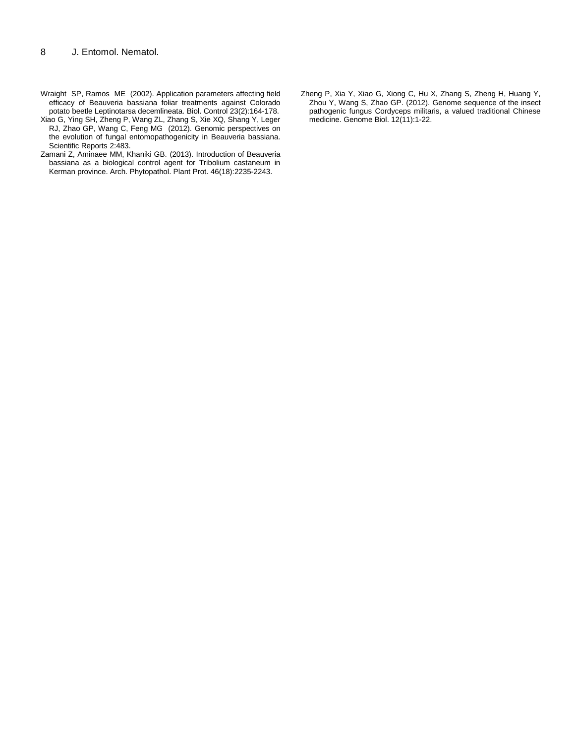Wraight SP, Ramos ME (2002). Application parameters affecting field efficacy of Beauveria bassiana foliar treatments against Colorado potato beetle Leptinotarsa decemlineata. Biol. Control 23(2):164-178.

Xiao G, Ying SH, Zheng P, Wang ZL, Zhang S, Xie XQ, Shang Y, Leger RJ, Zhao GP, Wang C, Feng MG (2012). Genomic perspectives on the evolution of fungal entomopathogenicity in Beauveria bassiana. Scientific Reports 2:483.

Zamani Z, Aminaee MM, Khaniki GB. (2013). Introduction of Beauveria bassiana as a biological control agent for Tribolium castaneum in Kerman province. Arch. Phytopathol. Plant Prot. 46(18):2235-2243.

Zheng P, Xia Y, Xiao G, Xiong C, Hu X, Zhang S, Zheng H, Huang Y, Zhou Y, Wang S, Zhao GP. (2012). Genome sequence of the insect pathogenic fungus Cordyceps militaris, a valued traditional Chinese medicine. Genome Biol. 12(11):1-22.